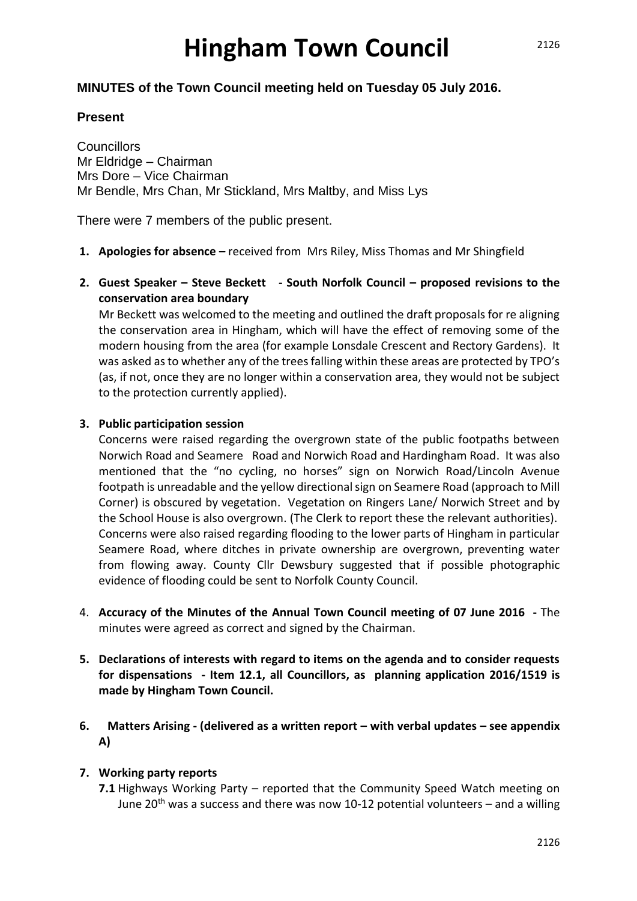# Hingham Town Council

**MINUTES of the Town Council meeting held on Tuesday 05 July 2016.**

## Present

Councillors
Mr Eldridge – Chairman
Mrs Dore – Vice Chairman
Mr Bendle, Mrs Chan, Mr Stickland, Mrs Maltby, and Miss Lys

There were 7 members of the public present.

1. **Apologies for absence –** received from Mrs Riley, Miss Thomas and Mr Shingfield

2. **Guest Speaker – Steve Beckett - South Norfolk Council – proposed revisions to the conservation area boundary**
   Mr Beckett was welcomed to the meeting and outlined the draft proposals for re aligning the conservation area in Hingham, which will have the effect of removing some of the modern housing from the area (for example Lonsdale Crescent and Rectory Gardens). It was asked as to whether any of the trees falling within these areas are protected by TPO's (as, if not, once they are no longer within a conservation area, they would not be subject to the protection currently applied).

3. **Public participation session**
   Concerns were raised regarding the overgrown state of the public footpaths between Norwich Road and Seamere Road and Norwich Road and Hardingham Road. It was also mentioned that the "no cycling, no horses" sign on Norwich Road/Lincoln Avenue footpath is unreadable and the yellow directional sign on Seamere Road (approach to Mill Corner) is obscured by vegetation. Vegetation on Ringers Lane/ Norwich Street and by the School House is also overgrown. (The Clerk to report these the relevant authorities).
   Concerns were also raised regarding flooding to the lower parts of Hingham in particular Seamere Road, where ditches in private ownership are overgrown, preventing water from flowing away. County Cllr Dewsbury suggested that if possible photographic evidence of flooding could be sent to Norfolk County Council.

4. **Accuracy of the Minutes of the Annual Town Council meeting of 07 June 2016 -** The minutes were agreed as correct and signed by the Chairman.

5. **Declarations of interests with regard to items on the agenda and to consider requests for dispensations - Item 12.1, all Councillors, as planning application 2016/1519 is made by Hingham Town Council.**

6. **Matters Arising - (delivered as a written report – with verbal updates – see appendix A)**

7. **Working party reports**
   **7.1** Highways Working Party – reported that the Community Speed Watch meeting on June 20th was a success and there was now 10-12 potential volunteers – and a willing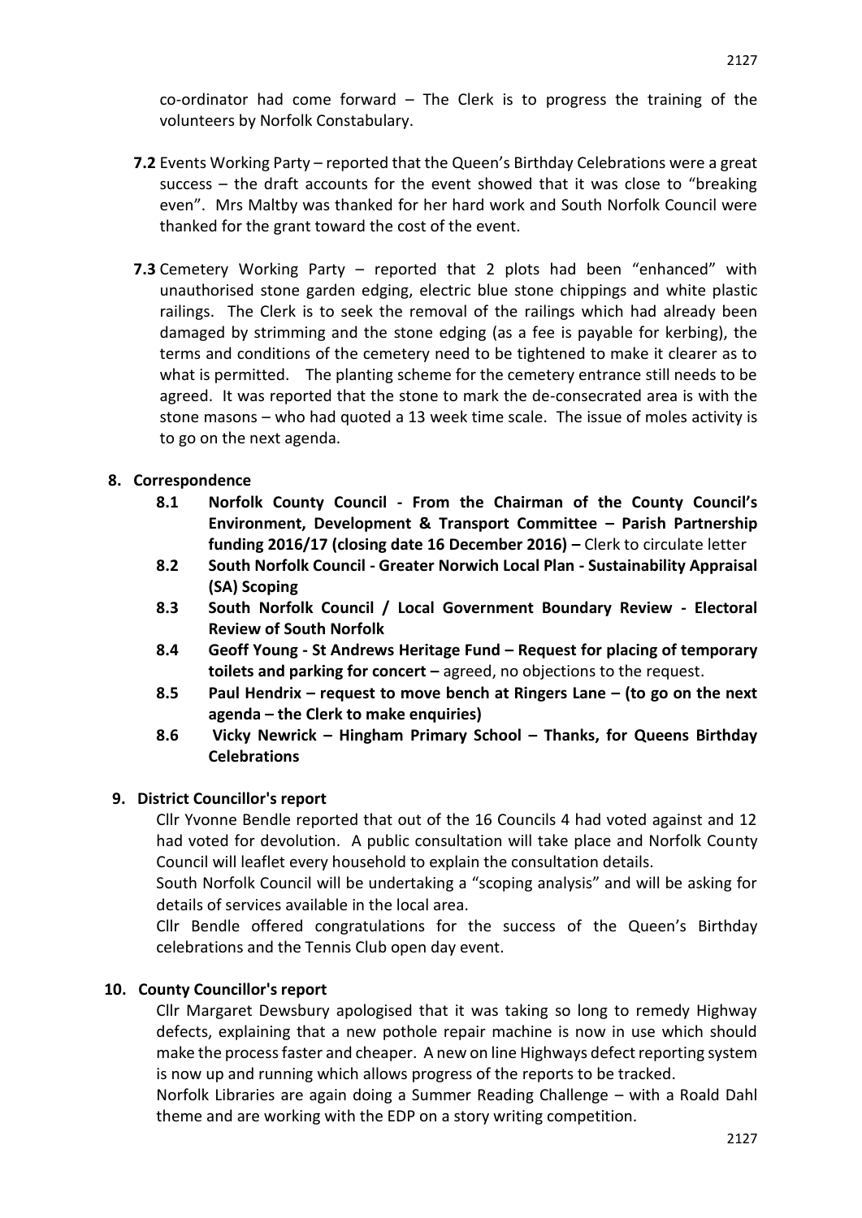co-ordinator had come forward – The Clerk is to progress the training of the volunteers by Norfolk Constabulary.

**7.2** Events Working Party – reported that the Queen's Birthday Celebrations were a great success – the draft accounts for the event showed that it was close to "breaking even". Mrs Maltby was thanked for her hard work and South Norfolk Council were thanked for the grant toward the cost of the event.

**7.3** Cemetery Working Party – reported that 2 plots had been "enhanced" with unauthorised stone garden edging, electric blue stone chippings and white plastic railings. The Clerk is to seek the removal of the railings which had already been damaged by strimming and the stone edging (as a fee is payable for kerbing), the terms and conditions of the cemetery need to be tightened to make it clearer as to what is permitted. The planting scheme for the cemetery entrance still needs to be agreed. It was reported that the stone to mark the de-consecrated area is with the stone masons – who had quoted a 13 week time scale. The issue of moles activity is to go on the next agenda.

## 8. Correspondence

- **8.1 Norfolk County Council - From the Chairman of the County Council's Environment, Development & Transport Committee – Parish Partnership funding 2016/17 (closing date 16 December 2016) –** Clerk to circulate letter
- **8.2 South Norfolk Council - Greater Norwich Local Plan - Sustainability Appraisal (SA) Scoping**
- **8.3 South Norfolk Council / Local Government Boundary Review - Electoral Review of South Norfolk**
- **8.4 Geoff Young - St Andrews Heritage Fund – Request for placing of temporary toilets and parking for concert –** agreed, no objections to the request.
- **8.5 Paul Hendrix – request to move bench at Ringers Lane – (to go on the next agenda – the Clerk to make enquiries)**
- **8.6 Vicky Newrick – Hingham Primary School – Thanks, for Queens Birthday Celebrations**

## 9. District Councillor's report

Cllr Yvonne Bendle reported that out of the 16 Councils 4 had voted against and 12 had voted for devolution. A public consultation will take place and Norfolk County Council will leaflet every household to explain the consultation details.

South Norfolk Council will be undertaking a "scoping analysis" and will be asking for details of services available in the local area.

Cllr Bendle offered congratulations for the success of the Queen's Birthday celebrations and the Tennis Club open day event.

## 10. County Councillor's report

Cllr Margaret Dewsbury apologised that it was taking so long to remedy Highway defects, explaining that a new pothole repair machine is now in use which should make the process faster and cheaper. A new on line Highways defect reporting system is now up and running which allows progress of the reports to be tracked.

Norfolk Libraries are again doing a Summer Reading Challenge – with a Roald Dahl theme and are working with the EDP on a story writing competition.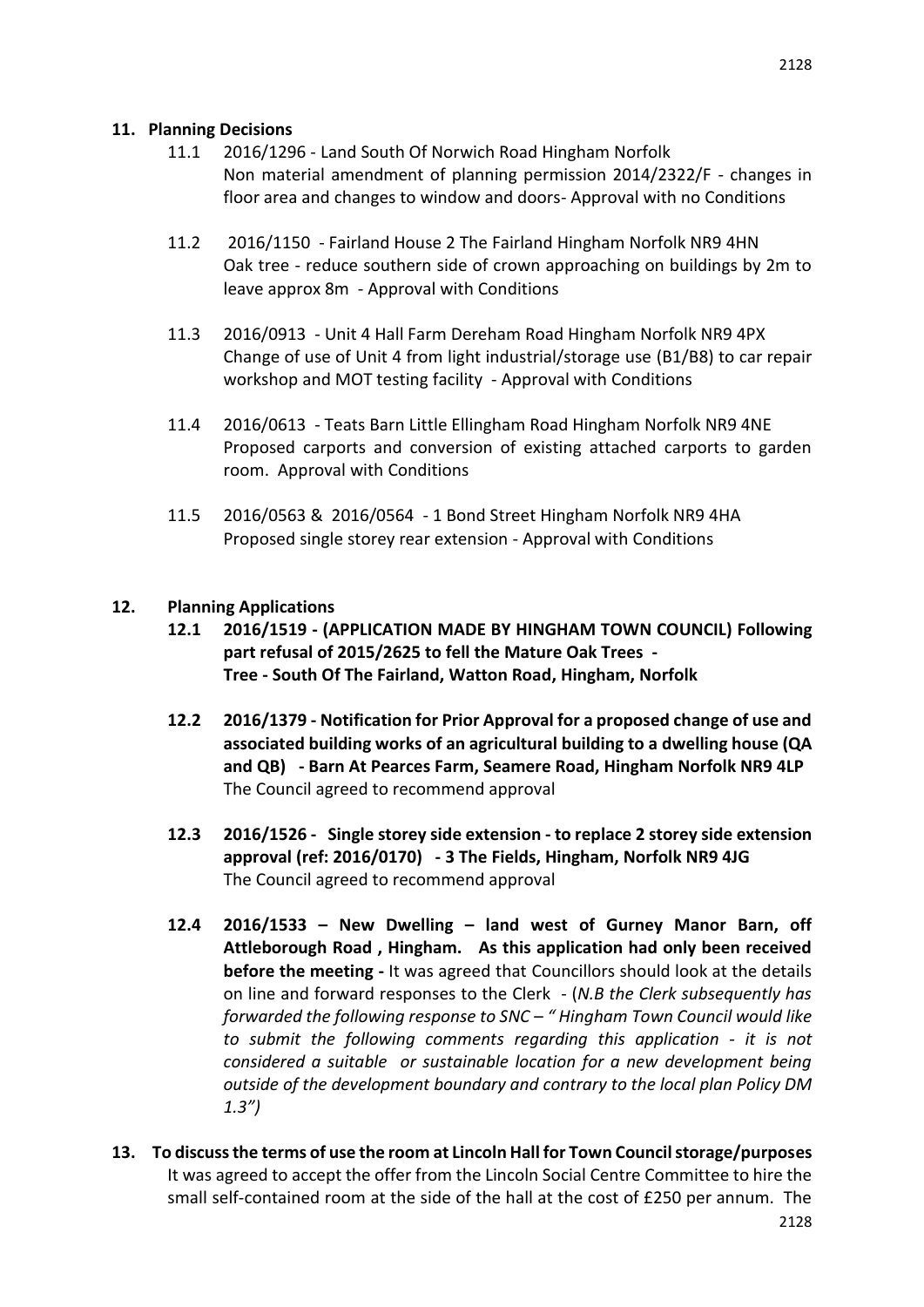## 11. Planning Decisions

11.1 2016/1296 - Land South Of Norwich Road Hingham Norfolk
Non material amendment of planning permission 2014/2322/F - changes in floor area and changes to window and doors- Approval with no Conditions

11.2 2016/1150 - Fairland House 2 The Fairland Hingham Norfolk NR9 4HN
Oak tree - reduce southern side of crown approaching on buildings by 2m to leave approx 8m - Approval with Conditions

11.3 2016/0913 - Unit 4 Hall Farm Dereham Road Hingham Norfolk NR9 4PX
Change of use of Unit 4 from light industrial/storage use (B1/B8) to car repair workshop and MOT testing facility - Approval with Conditions

11.4 2016/0613 - Teats Barn Little Ellingham Road Hingham Norfolk NR9 4NE
Proposed carports and conversion of existing attached carports to garden room. Approval with Conditions

11.5 2016/0563 & 2016/0564 - 1 Bond Street Hingham Norfolk NR9 4HA
Proposed single storey rear extension - Approval with Conditions

## 12. Planning Applications

**12.1 2016/1519 - (APPLICATION MADE BY HINGHAM TOWN COUNCIL) Following part refusal of 2015/2625 to fell the Mature Oak Trees - Tree - South Of The Fairland, Watton Road, Hingham, Norfolk**

**12.2 2016/1379 - Notification for Prior Approval for a proposed change of use and associated building works of an agricultural building to a dwelling house (QA and QB) - Barn At Pearces Farm, Seamere Road, Hingham Norfolk NR9 4LP**
The Council agreed to recommend approval

**12.3 2016/1526 - Single storey side extension - to replace 2 storey side extension approval (ref: 2016/0170) - 3 The Fields, Hingham, Norfolk NR9 4JG**
The Council agreed to recommend approval

**12.4 2016/1533 – New Dwelling – land west of Gurney Manor Barn, off Attleborough Road , Hingham. As this application had only been received before the meeting -** It was agreed that Councillors should look at the details on line and forward responses to the Clerk - (*N.B the Clerk subsequently has forwarded the following response to SNC – " Hingham Town Council would like to submit the following comments regarding this application - it is not considered a suitable or sustainable location for a new development being outside of the development boundary and contrary to the local plan Policy DM 1.3")*

## 13. To discuss the terms of use the room at Lincoln Hall for Town Council storage/purposes

It was agreed to accept the offer from the Lincoln Social Centre Committee to hire the small self-contained room at the side of the hall at the cost of £250 per annum. The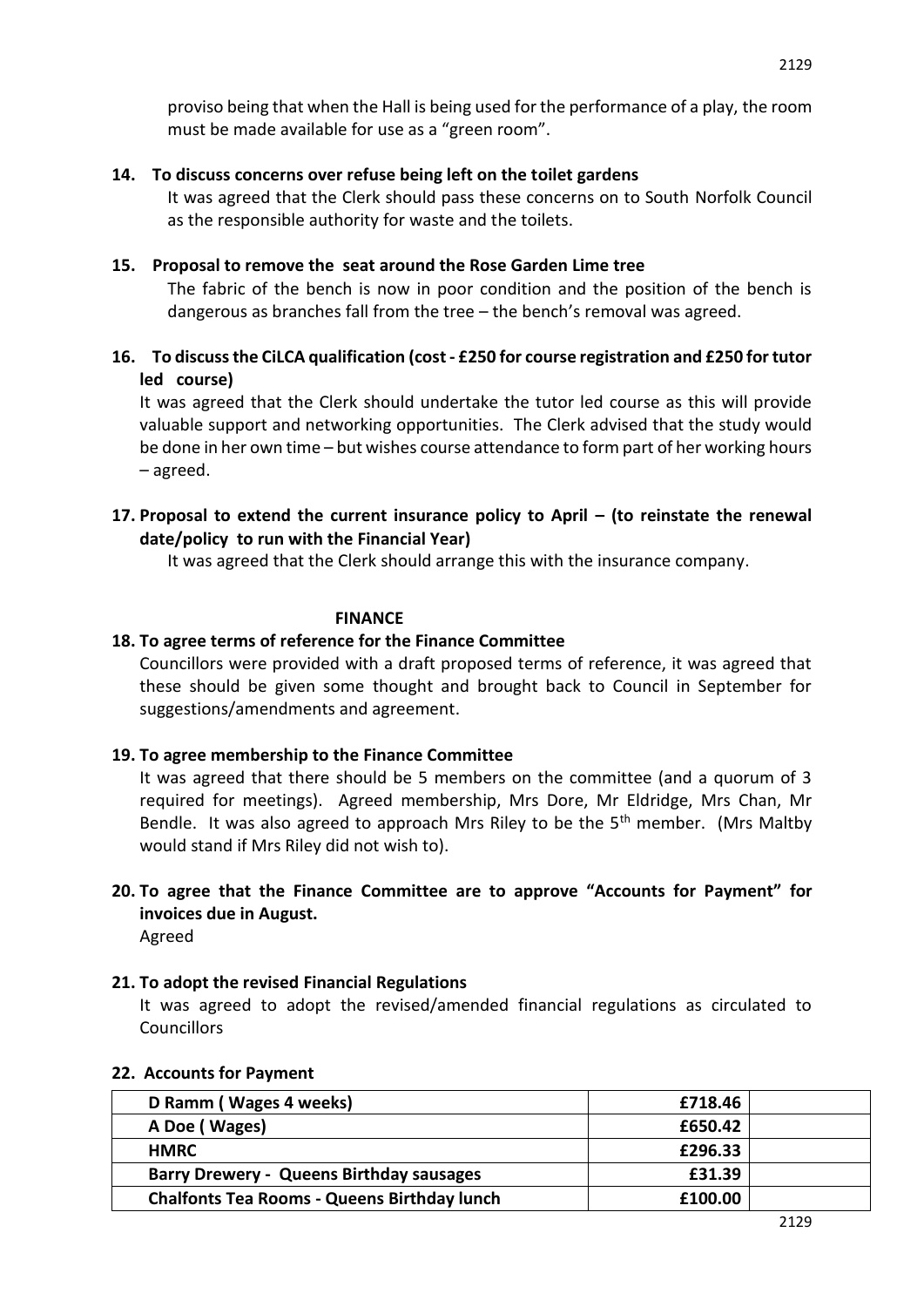proviso being that when the Hall is being used for the performance of a play, the room must be made available for use as a "green room".

**14. To discuss concerns over refuse being left on the toilet gardens**

It was agreed that the Clerk should pass these concerns on to South Norfolk Council as the responsible authority for waste and the toilets.

**15. Proposal to remove the seat around the Rose Garden Lime tree**

The fabric of the bench is now in poor condition and the position of the bench is dangerous as branches fall from the tree – the bench's removal was agreed.

**16. To discuss the CiLCA qualification (cost - £250 for course registration and £250 for tutor led course)**

It was agreed that the Clerk should undertake the tutor led course as this will provide valuable support and networking opportunities. The Clerk advised that the study would be done in her own time – but wishes course attendance to form part of her working hours – agreed.

**17. Proposal to extend the current insurance policy to April – (to reinstate the renewal date/policy to run with the Financial Year)**

It was agreed that the Clerk should arrange this with the insurance company.

## FINANCE

**18. To agree terms of reference for the Finance Committee**

Councillors were provided with a draft proposed terms of reference, it was agreed that these should be given some thought and brought back to Council in September for suggestions/amendments and agreement.

**19. To agree membership to the Finance Committee**

It was agreed that there should be 5 members on the committee (and a quorum of 3 required for meetings). Agreed membership, Mrs Dore, Mr Eldridge, Mrs Chan, Mr Bendle. It was also agreed to approach Mrs Riley to be the 5th member. (Mrs Maltby would stand if Mrs Riley did not wish to).

**20. To agree that the Finance Committee are to approve "Accounts for Payment" for invoices due in August.**

Agreed

**21. To adopt the revised Financial Regulations**

It was agreed to adopt the revised/amended financial regulations as circulated to Councillors

**22. Accounts for Payment**

| | | |
|---|---|---|
| **D Ramm ( Wages 4 weeks)** | **£718.46** | |
| **A Doe ( Wages)** | **£650.42** | |
| **HMRC** | **£296.33** | |
| **Barry Drewery - Queens Birthday sausages** | **£31.39** | |
| **Chalfonts Tea Rooms - Queens Birthday lunch** | **£100.00** | |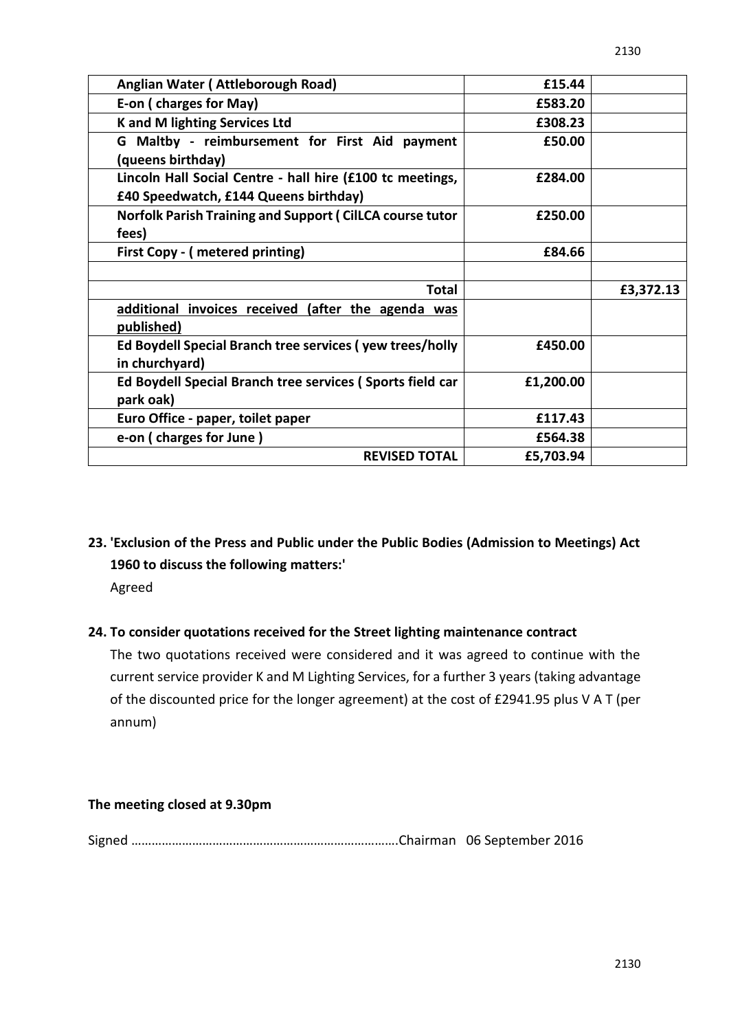| | | |
|---|---|---|
| **Anglian Water ( Attleborough Road)** | **£15.44** | |
| **E-on ( charges for May)** | **£583.20** | |
| **K and M lighting Services Ltd** | **£308.23** | |
| **G Maltby - reimbursement for First Aid payment (queens birthday)** | **£50.00** | |
| **Lincoln Hall Social Centre - hall hire (£100 tc meetings, £40 Speedwatch, £144 Queens birthday)** | **£284.00** | |
| **Norfolk Parish Training and Support ( CilLCA course tutor fees)** | **£250.00** | |
| **First Copy - ( metered printing)** | **£84.66** | |
| | | |
| **Total** | | **£3,372.13** |
| **<u>additional invoices received (after the agenda was published)</u>** | | |
| **Ed Boydell Special Branch tree services ( yew trees/holly in churchyard)** | **£450.00** | |
| **Ed Boydell Special Branch tree services ( Sports field car park oak)** | **£1,200.00** | |
| **Euro Office - paper, toilet paper** | **£117.43** | |
| **e-on ( charges for June )** | **£564.38** | |
| **REVISED TOTAL** | **£5,703.94** | |

**23. 'Exclusion of the Press and Public under the Public Bodies (Admission to Meetings) Act 1960 to discuss the following matters:'**

Agreed

**24. To consider quotations received for the Street lighting maintenance contract**

The two quotations received were considered and it was agreed to continue with the current service provider K and M Lighting Services, for a further 3 years (taking advantage of the discounted price for the longer agreement) at the cost of £2941.95 plus V A T (per annum)

**The meeting closed at 9.30pm**

Signed …………………………………………………………………….Chairman 06 September 2016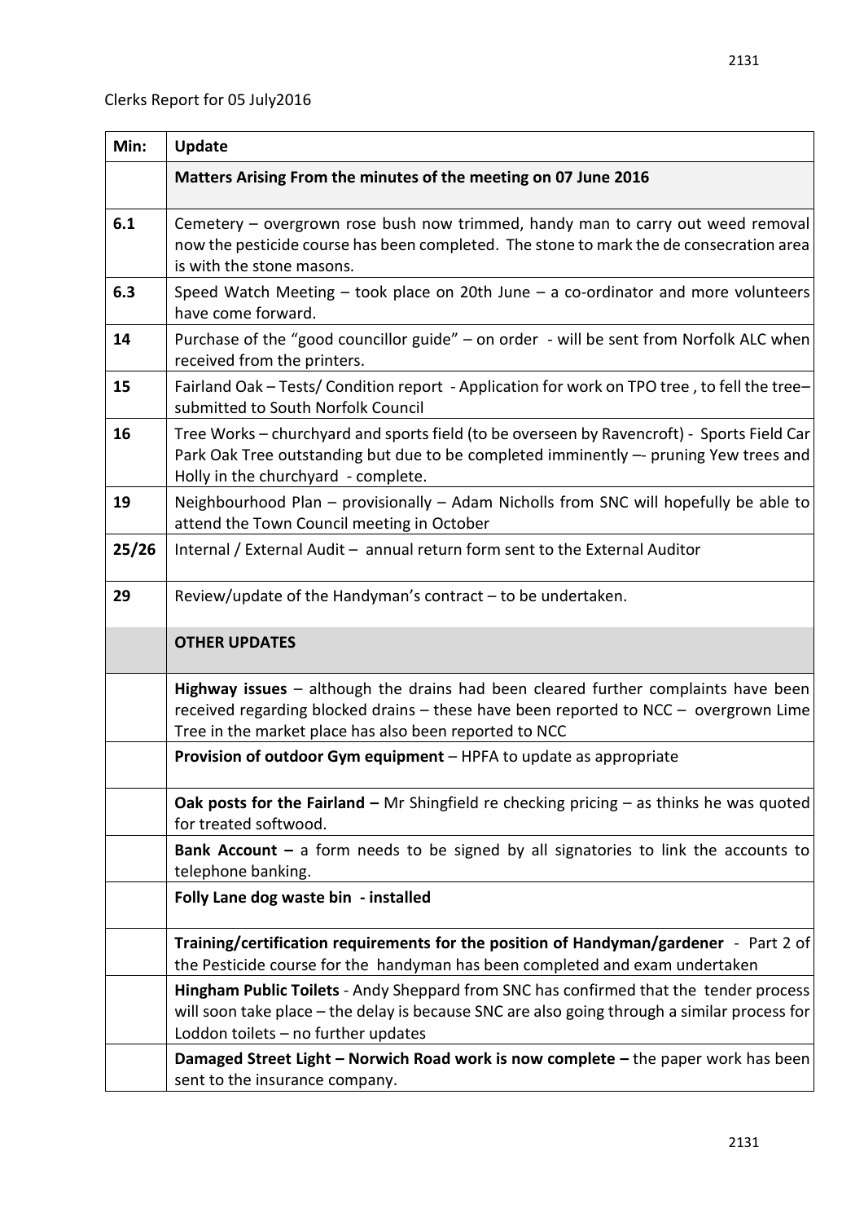Clerks Report for 05 July2016

| Min: | Update |
|---|---|
| | **Matters Arising From the minutes of the meeting on 07 June 2016** |
| **6.1** | Cemetery – overgrown rose bush now trimmed, handy man to carry out weed removal now the pesticide course has been completed. The stone to mark the de consecration area is with the stone masons. |
| **6.3** | Speed Watch Meeting – took place on 20th June – a co-ordinator and more volunteers have come forward. |
| **14** | Purchase of the "good councillor guide" – on order - will be sent from Norfolk ALC when received from the printers. |
| **15** | Fairland Oak – Tests/ Condition report - Application for work on TPO tree , to fell the tree– submitted to South Norfolk Council |
| **16** | Tree Works – churchyard and sports field (to be overseen by Ravencroft) - Sports Field Car Park Oak Tree outstanding but due to be completed imminently –- pruning Yew trees and Holly in the churchyard - complete. |
| **19** | Neighbourhood Plan – provisionally – Adam Nicholls from SNC will hopefully be able to attend the Town Council meeting in October |
| **25/26** | Internal / External Audit – annual return form sent to the External Auditor |
| **29** | Review/update of the Handyman's contract – to be undertaken. |
| | **OTHER UPDATES** |
| | **Highway issues** – although the drains had been cleared further complaints have been received regarding blocked drains – these have been reported to NCC – overgrown Lime Tree in the market place has also been reported to NCC |
| | **Provision of outdoor Gym equipment** – HPFA to update as appropriate |
| | **Oak posts for the Fairland –** Mr Shingfield re checking pricing – as thinks he was quoted for treated softwood. |
| | **Bank Account –** a form needs to be signed by all signatories to link the accounts to telephone banking. |
| | **Folly Lane dog waste bin - installed** |
| | **Training/certification requirements for the position of Handyman/gardener** - Part 2 of the Pesticide course for the handyman has been completed and exam undertaken |
| | **Hingham Public Toilets** - Andy Sheppard from SNC has confirmed that the tender process will soon take place – the delay is because SNC are also going through a similar process for Loddon toilets – no further updates |
| | **Damaged Street Light – Norwich Road work is now complete –** the paper work has been sent to the insurance company. |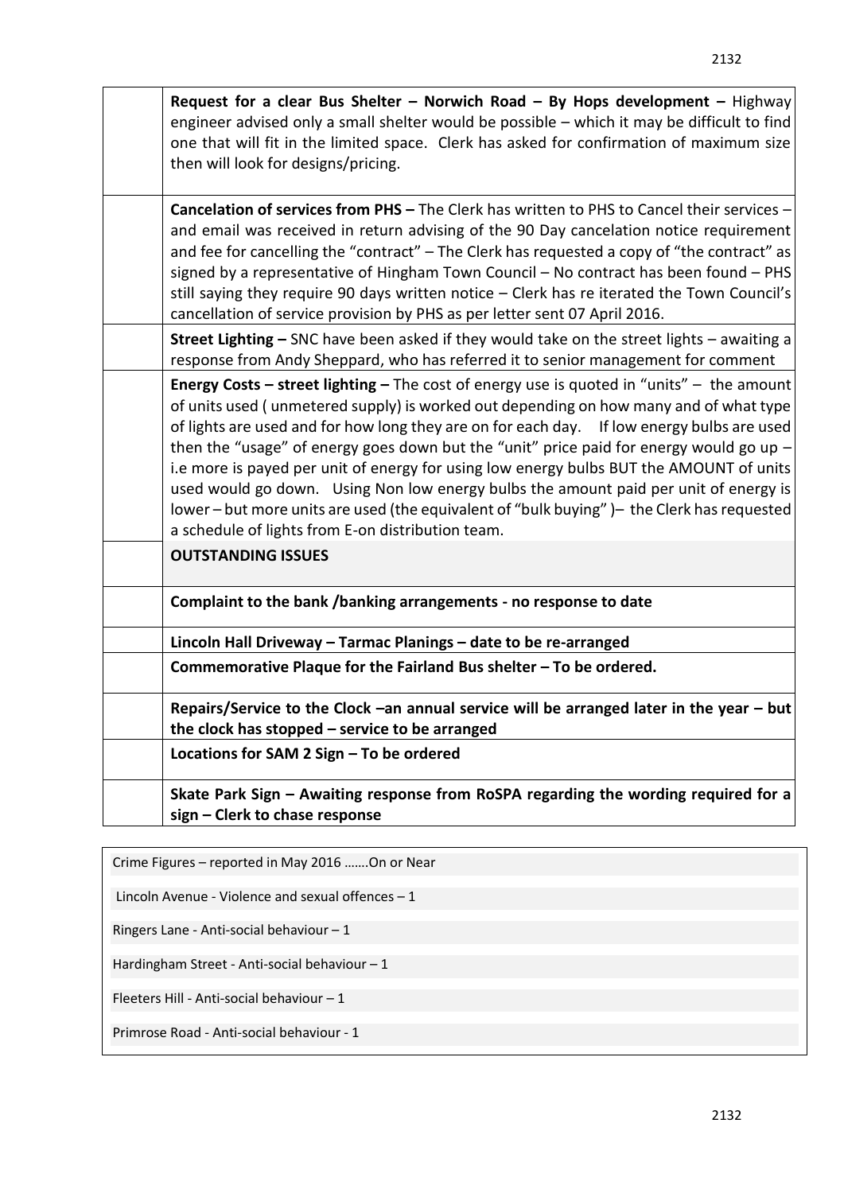| | |
|---|---|
| | **Request for a clear Bus Shelter – Norwich Road – By Hops development –** Highway engineer advised only a small shelter would be possible – which it may be difficult to find one that will fit in the limited space. Clerk has asked for confirmation of maximum size then will look for designs/pricing. |
| | **Cancelation of services from PHS –** The Clerk has written to PHS to Cancel their services – and email was received in return advising of the 90 Day cancelation notice requirement and fee for cancelling the "contract" – The Clerk has requested a copy of "the contract" as signed by a representative of Hingham Town Council – No contract has been found – PHS still saying they require 90 days written notice – Clerk has re iterated the Town Council's cancellation of service provision by PHS as per letter sent 07 April 2016. |
| | **Street Lighting –** SNC have been asked if they would take on the street lights – awaiting a response from Andy Sheppard, who has referred it to senior management for comment |
| | **Energy Costs – street lighting –** The cost of energy use is quoted in "units" – the amount of units used ( unmetered supply) is worked out depending on how many and of what type of lights are used and for how long they are on for each day. If low energy bulbs are used then the "usage" of energy goes down but the "unit" price paid for energy would go up – i.e more is payed per unit of energy for using low energy bulbs BUT the AMOUNT of units used would go down. Using Non low energy bulbs the amount paid per unit of energy is lower – but more units are used (the equivalent of "bulk buying" )– the Clerk has requested a schedule of lights from E-on distribution team. |
| | **OUTSTANDING ISSUES** |
| | **Complaint to the bank /banking arrangements - no response to date** |
| | **Lincoln Hall Driveway – Tarmac Planings – date to be re-arranged** |
| | **Commemorative Plaque for the Fairland Bus shelter – To be ordered.** |
| | **Repairs/Service to the Clock –an annual service will be arranged later in the year – but the clock has stopped – service to be arranged** |
| | **Locations for SAM 2 Sign – To be ordered** |
| | **Skate Park Sign – Awaiting response from RoSPA regarding the wording required for a sign – Clerk to chase response** |

Crime Figures – reported in May 2016 …….On or Near

Lincoln Avenue - Violence and sexual offences – 1

Ringers Lane - Anti-social behaviour – 1

Hardingham Street - Anti-social behaviour – 1

Fleeters Hill - Anti-social behaviour – 1

Primrose Road - Anti-social behaviour - 1